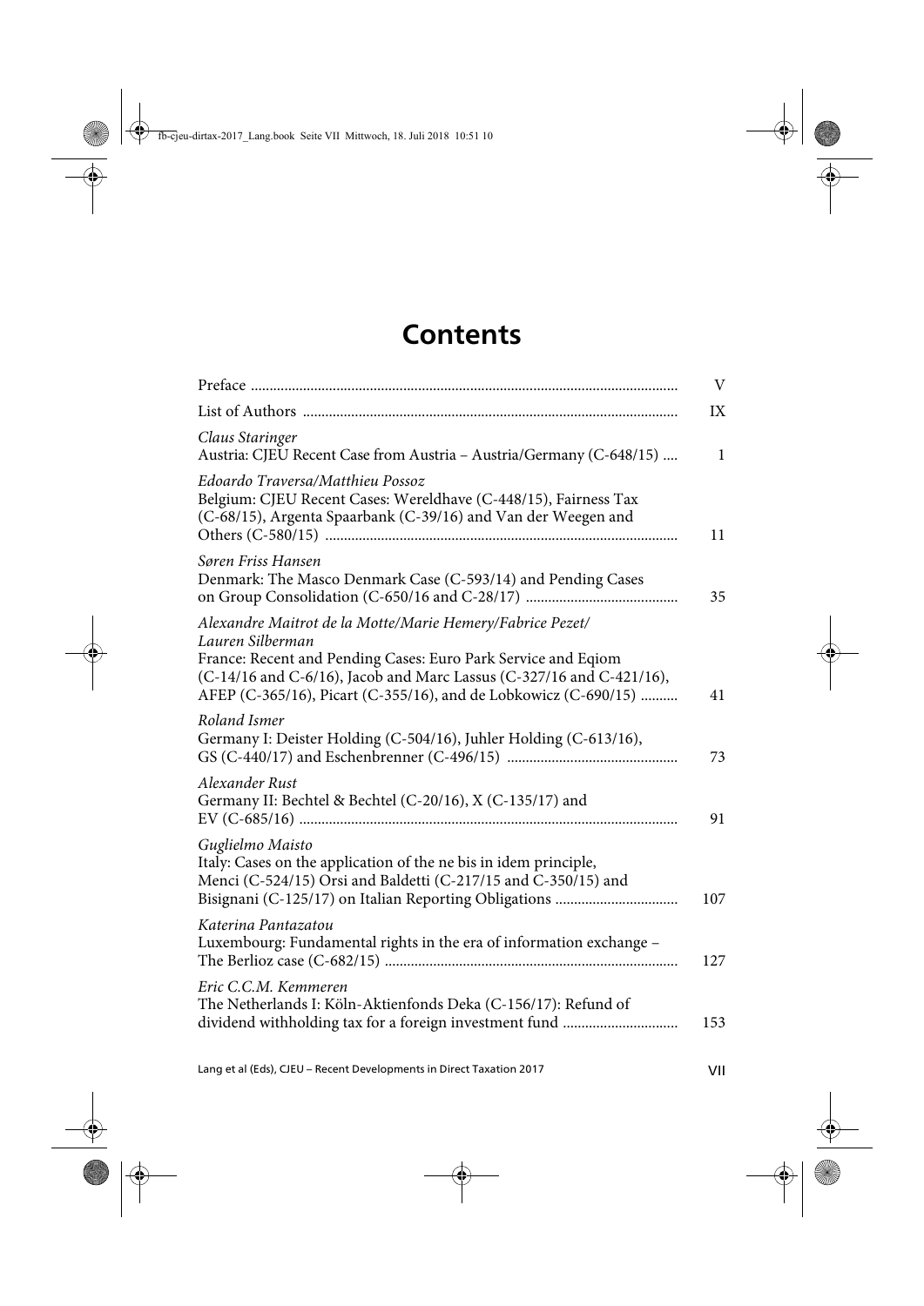# Contents

| | |
|---|---|
| Preface | V |
| List of Authors | IX |
| *Claus Staringer*<br>Austria: CJEU Recent Case from Austria – Austria/Germany (C-648/15) | 1 |
| *Edoardo Traversa/Matthieu Possoz*<br>Belgium: CJEU Recent Cases: Wereldhave (C-448/15), Fairness Tax (C-68/15), Argenta Spaarbank (C-39/16) and Van der Weegen and Others (C-580/15) | 11 |
| *Søren Friss Hansen*<br>Denmark: The Masco Denmark Case (C-593/14) and Pending Cases on Group Consolidation (C-650/16 and C-28/17) | 35 |
| *Alexandre Maitrot de la Motte/Marie Hemery/Fabrice Pezet/Lauren Silberman*<br>France: Recent and Pending Cases: Euro Park Service and Eqiom (C-14/16 and C-6/16), Jacob and Marc Lassus (C-327/16 and C-421/16), AFEP (C-365/16), Picart (C-355/16), and de Lobkowicz (C-690/15) | 41 |
| *Roland Ismer*<br>Germany I: Deister Holding (C-504/16), Juhler Holding (C-613/16), GS (C-440/17) and Eschenbrenner (C-496/15) | 73 |
| *Alexander Rust*<br>Germany II: Bechtel & Bechtel (C-20/16), X (C-135/17) and EV (C-685/16) | 91 |
| *Guglielmo Maisto*<br>Italy: Cases on the application of the ne bis in idem principle, Menci (C-524/15) Orsi and Baldetti (C-217/15 and C-350/15) and Bisignani (C-125/17) on Italian Reporting Obligations | 107 |
| *Katerina Pantazatou*<br>Luxembourg: Fundamental rights in the era of information exchange – The Berlioz case (C-682/15) | 127 |
| *Eric C.C.M. Kemmeren*<br>The Netherlands I: Köln-Aktienfonds Deka (C-156/17): Refund of dividend withholding tax for a foreign investment fund | 153 |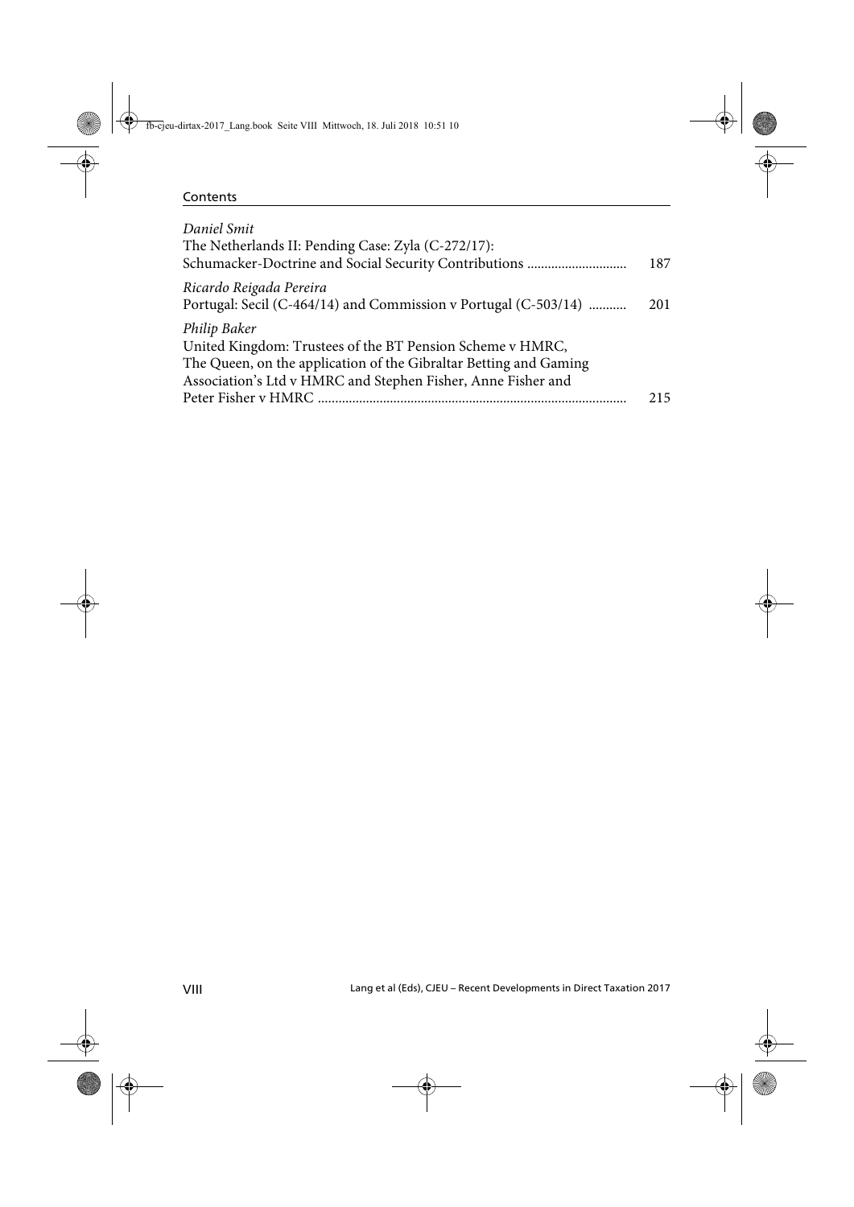## Contents

*Daniel Smit*
The Netherlands II: Pending Case: Zyla (C-272/17):
Schumacker-Doctrine and Social Security Contributions ............................ 187

*Ricardo Reigada Pereira*
Portugal: Secil (C-464/14) and Commission v Portugal (C-503/14) ........... 201

*Philip Baker*
United Kingdom: Trustees of the BT Pension Scheme v HMRC,
The Queen, on the application of the Gibraltar Betting and Gaming
Association's Ltd v HMRC and Stephen Fisher, Anne Fisher and
Peter Fisher v HMRC ........................................................................................ 215